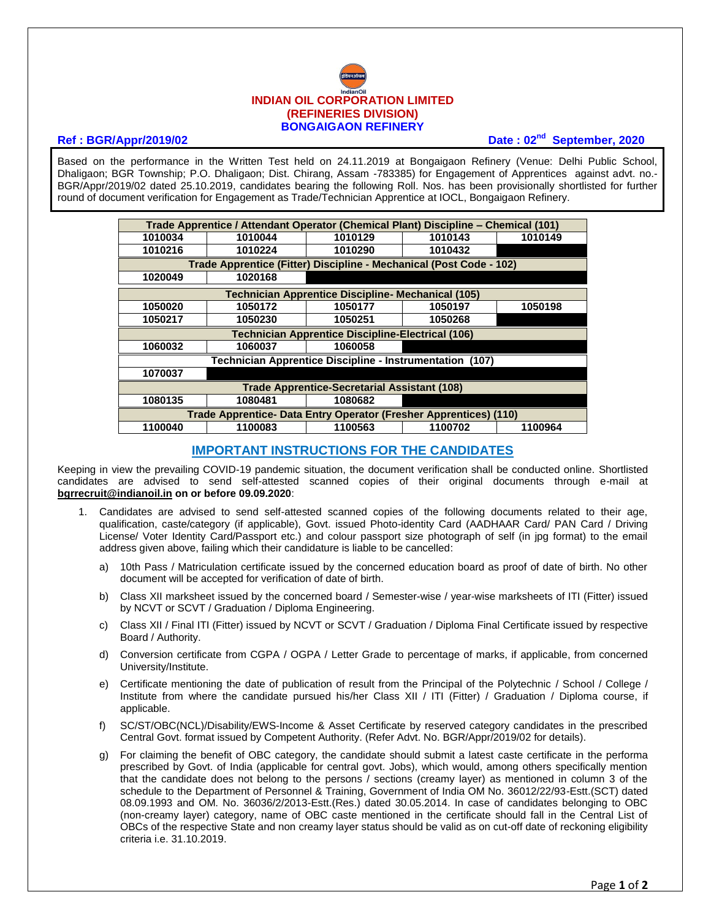# INDIAN OIL CORPORATION LIMITED
## (REFINERIES DIVISION)
## BONGAIGAON REFINERY

**Ref : BGR/Appr/2019/02** **Date : 02nd September, 2020**

Based on the performance in the Written Test held on 24.11.2019 at Bongaigaon Refinery (Venue: Delhi Public School, Dhaligaon; BGR Township; P.O. Dhaligaon; Dist. Chirang, Assam -783385) for Engagement of Apprentices against advt. no.-BGR/Appr/2019/02 dated 25.10.2019, candidates bearing the following Roll. Nos. has been provisionally shortlisted for further round of document verification for Engagement as Trade/Technician Apprentice at IOCL, Bongaigaon Refinery.

| Trade Apprentice / Attendant Operator (Chemical Plant) Discipline – Chemical (101) | | | | |
|---|---|---|---|---|
| 1010034 | 1010044 | 1010129 | 1010143 | 1010149 |
| 1010216 | 1010224 | 1010290 | 1010432 | |
| **Trade Apprentice (Fitter) Discipline - Mechanical (Post Code - 102)** | | | | |
| 1020049 | 1020168 | | | |
| **Technician Apprentice Discipline- Mechanical (105)** | | | | |
| 1050020 | 1050172 | 1050177 | 1050197 | 1050198 |
| 1050217 | 1050230 | 1050251 | 1050268 | |
| **Technician Apprentice Discipline-Electrical (106)** | | | | |
| 1060032 | 1060037 | 1060058 | | |
| **Technician Apprentice Discipline - Instrumentation (107)** | | | | |
| 1070037 | | | | |
| **Trade Apprentice-Secretarial Assistant (108)** | | | | |
| 1080135 | 1080481 | 1080682 | | |
| **Trade Apprentice- Data Entry Operator (Fresher Apprentices) (110)** | | | | |
| 1100040 | 1100083 | 1100563 | 1100702 | 1100964 |

## IMPORTANT INSTRUCTIONS FOR THE CANDIDATES

Keeping in view the prevailing COVID-19 pandemic situation, the document verification shall be conducted online. Shortlisted candidates are advised to send self-attested scanned copies of their original documents through e-mail at **bgrrecruit@indianoil.in on or before 09.09.2020**:

1. Candidates are advised to send self-attested scanned copies of the following documents related to their age, qualification, caste/category (if applicable), Govt. issued Photo-identity Card (AADHAAR Card/ PAN Card / Driving License/ Voter Identity Card/Passport etc.) and colour passport size photograph of self (in jpg format) to the email address given above, failing which their candidature is liable to be cancelled:

   a) 10th Pass / Matriculation certificate issued by the concerned education board as proof of date of birth. No other document will be accepted for verification of date of birth.

   b) Class XII marksheet issued by the concerned board / Semester-wise / year-wise marksheets of ITI (Fitter) issued by NCVT or SCVT / Graduation / Diploma Engineering.

   c) Class XII / Final ITI (Fitter) issued by NCVT or SCVT / Graduation / Diploma Final Certificate issued by respective Board / Authority.

   d) Conversion certificate from CGPA / OGPA / Letter Grade to percentage of marks, if applicable, from concerned University/Institute.

   e) Certificate mentioning the date of publication of result from the Principal of the Polytechnic / School / College / Institute from where the candidate pursued his/her Class XII / ITI (Fitter) / Graduation / Diploma course, if applicable.

   f) SC/ST/OBC(NCL)/Disability/EWS-Income & Asset Certificate by reserved category candidates in the prescribed Central Govt. format issued by Competent Authority. (Refer Advt. No. BGR/Appr/2019/02 for details).

   g) For claiming the benefit of OBC category, the candidate should submit a latest caste certificate in the performa prescribed by Govt. of India (applicable for central govt. Jobs), which would, among others specifically mention that the candidate does not belong to the persons / sections (creamy layer) as mentioned in column 3 of the schedule to the Department of Personnel & Training, Government of India OM No. 36012/22/93-Estt.(SCT) dated 08.09.1993 and OM. No. 36036/2/2013-Estt.(Res.) dated 30.05.2014. In case of candidates belonging to OBC (non-creamy layer) category, name of OBC caste mentioned in the certificate should fall in the Central List of OBCs of the respective State and non creamy layer status should be valid as on cut-off date of reckoning eligibility criteria i.e. 31.10.2019.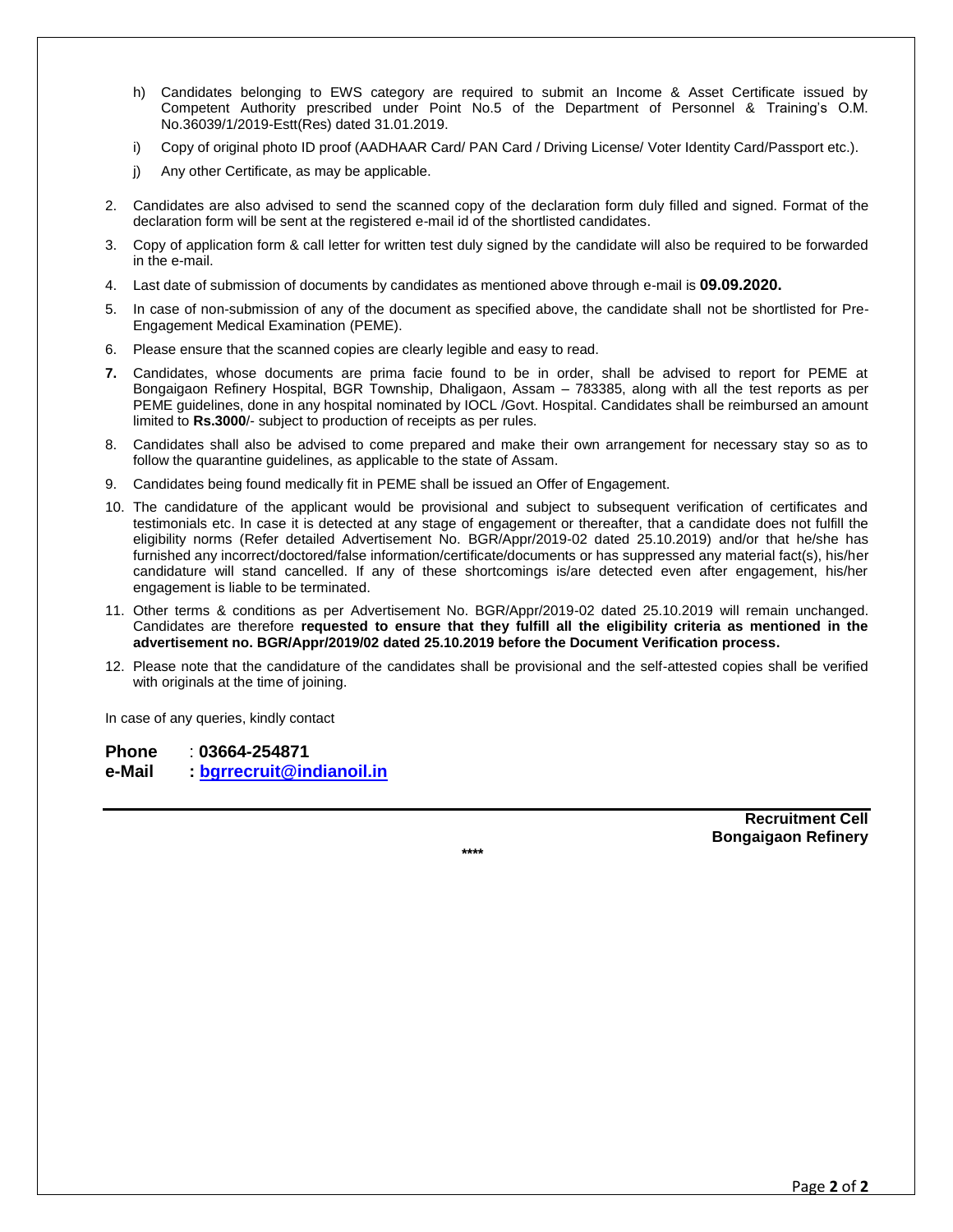h) Candidates belonging to EWS category are required to submit an Income & Asset Certificate issued by Competent Authority prescribed under Point No.5 of the Department of Personnel & Training's O.M. No.36039/1/2019-Estt(Res) dated 31.01.2019.

i) Copy of original photo ID proof (AADHAAR Card/ PAN Card / Driving License/ Voter Identity Card/Passport etc.).

j) Any other Certificate, as may be applicable.

2. Candidates are also advised to send the scanned copy of the declaration form duly filled and signed. Format of the declaration form will be sent at the registered e-mail id of the shortlisted candidates.

3. Copy of application form & call letter for written test duly signed by the candidate will also be required to be forwarded in the e-mail.

4. Last date of submission of documents by candidates as mentioned above through e-mail is **09.09.2020.**

5. In case of non-submission of any of the document as specified above, the candidate shall not be shortlisted for Pre-Engagement Medical Examination (PEME).

6. Please ensure that the scanned copies are clearly legible and easy to read.

7. Candidates, whose documents are prima facie found to be in order, shall be advised to report for PEME at Bongaigaon Refinery Hospital, BGR Township, Dhaligaon, Assam – 783385, along with all the test reports as per PEME guidelines, done in any hospital nominated by IOCL /Govt. Hospital. Candidates shall be reimbursed an amount limited to **Rs.3000**/- subject to production of receipts as per rules.

8. Candidates shall also be advised to come prepared and make their own arrangement for necessary stay so as to follow the quarantine guidelines, as applicable to the state of Assam.

9. Candidates being found medically fit in PEME shall be issued an Offer of Engagement.

10. The candidature of the applicant would be provisional and subject to subsequent verification of certificates and testimonials etc. In case it is detected at any stage of engagement or thereafter, that a candidate does not fulfill the eligibility norms (Refer detailed Advertisement No. BGR/Appr/2019-02 dated 25.10.2019) and/or that he/she has furnished any incorrect/doctored/false information/certificate/documents or has suppressed any material fact(s), his/her candidature will stand cancelled. If any of these shortcomings is/are detected even after engagement, his/her engagement is liable to be terminated.

11. Other terms & conditions as per Advertisement No. BGR/Appr/2019-02 dated 25.10.2019 will remain unchanged. Candidates are therefore **requested to ensure that they fulfill all the eligibility criteria as mentioned in the advertisement no. BGR/Appr/2019/02 dated 25.10.2019 before the Document Verification process.**

12. Please note that the candidature of the candidates shall be provisional and the self-attested copies shall be verified with originals at the time of joining.

In case of any queries, kindly contact

**Phone** : **03664-254871**
**e-Mail** **: bgrrecruit@indianoil.in**

---

**Recruitment Cell**
**Bongaigaon Refinery**

\*\*\*\*